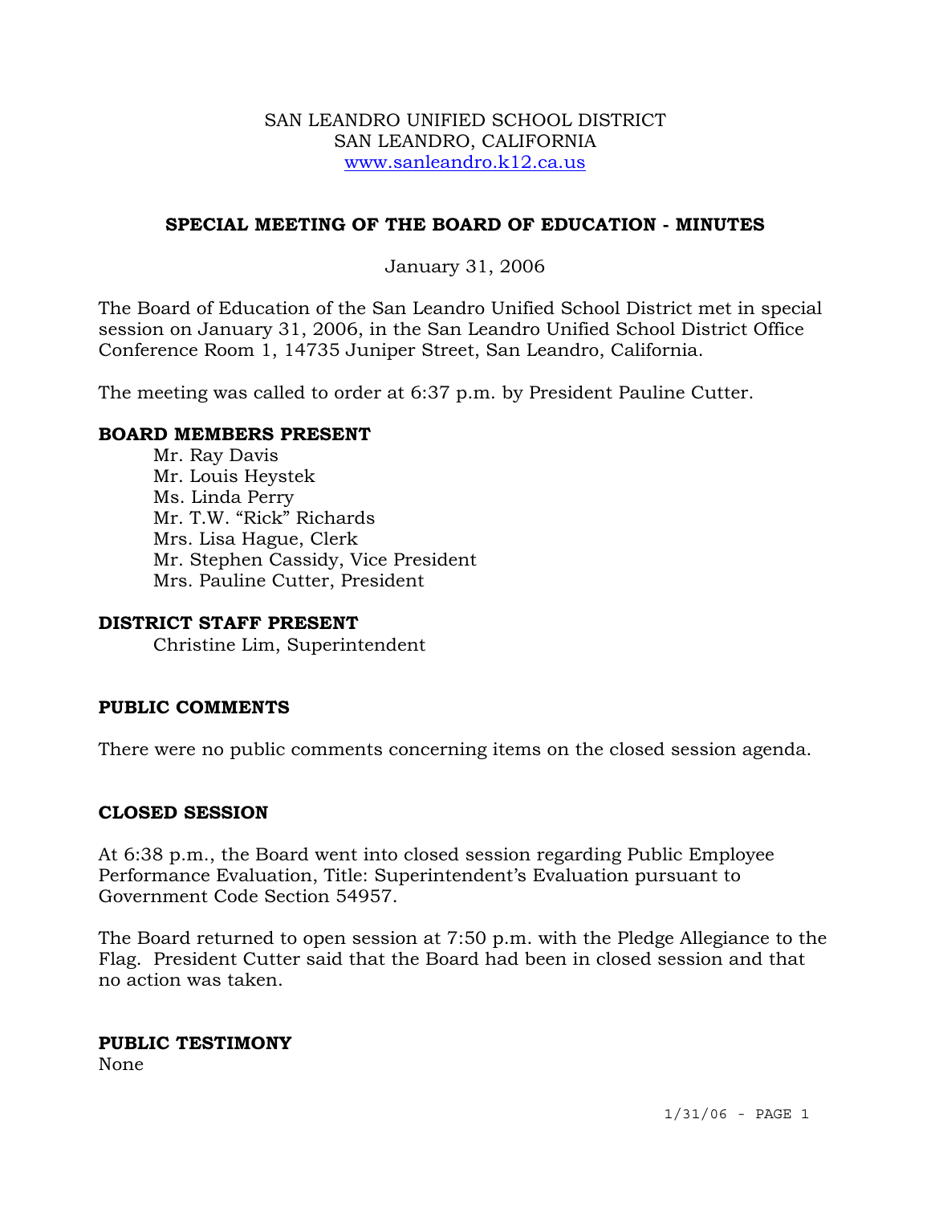SAN LEANDRO UNIFIED SCHOOL DISTRICT
SAN LEANDRO, CALIFORNIA
www.sanleandro.k12.ca.us

## SPECIAL MEETING OF THE BOARD OF EDUCATION - MINUTES

January 31, 2006

The Board of Education of the San Leandro Unified School District met in special session on January 31, 2006, in the San Leandro Unified School District Office Conference Room 1, 14735 Juniper Street, San Leandro, California.

The meeting was called to order at 6:37 p.m. by President Pauline Cutter.

### BOARD MEMBERS PRESENT

Mr. Ray Davis
Mr. Louis Heystek
Ms. Linda Perry
Mr. T.W. "Rick" Richards
Mrs. Lisa Hague, Clerk
Mr. Stephen Cassidy, Vice President
Mrs. Pauline Cutter, President

### DISTRICT STAFF PRESENT

Christine Lim, Superintendent

### PUBLIC COMMENTS

There were no public comments concerning items on the closed session agenda.

### CLOSED SESSION

At 6:38 p.m., the Board went into closed session regarding Public Employee Performance Evaluation, Title: Superintendent's Evaluation pursuant to Government Code Section 54957.

The Board returned to open session at 7:50 p.m. with the Pledge Allegiance to the Flag. President Cutter said that the Board had been in closed session and that no action was taken.

### PUBLIC TESTIMONY

None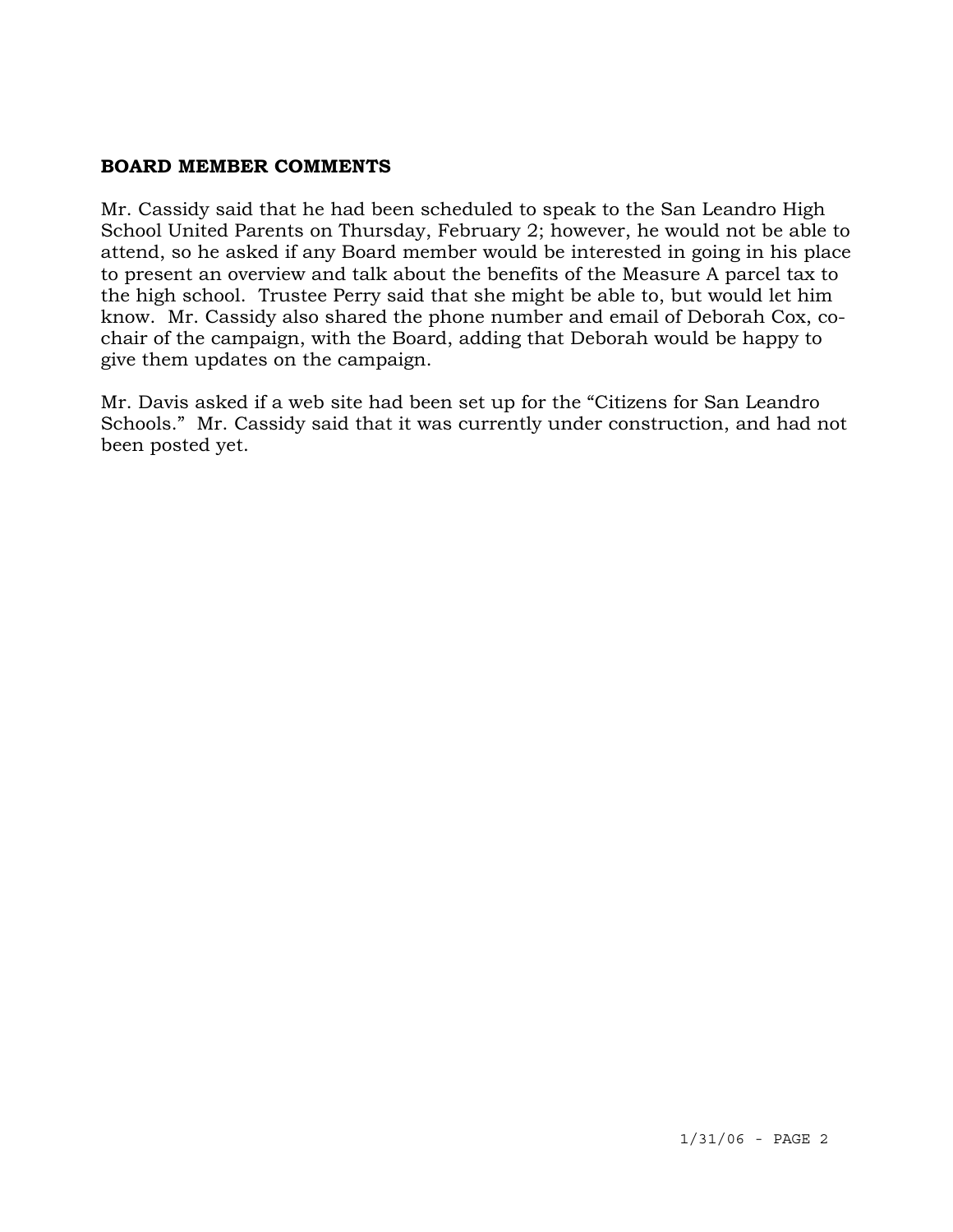## BOARD MEMBER COMMENTS

Mr. Cassidy said that he had been scheduled to speak to the San Leandro High School United Parents on Thursday, February 2; however, he would not be able to attend, so he asked if any Board member would be interested in going in his place to present an overview and talk about the benefits of the Measure A parcel tax to the high school. Trustee Perry said that she might be able to, but would let him know. Mr. Cassidy also shared the phone number and email of Deborah Cox, co-chair of the campaign, with the Board, adding that Deborah would be happy to give them updates on the campaign.

Mr. Davis asked if a web site had been set up for the "Citizens for San Leandro Schools." Mr. Cassidy said that it was currently under construction, and had not been posted yet.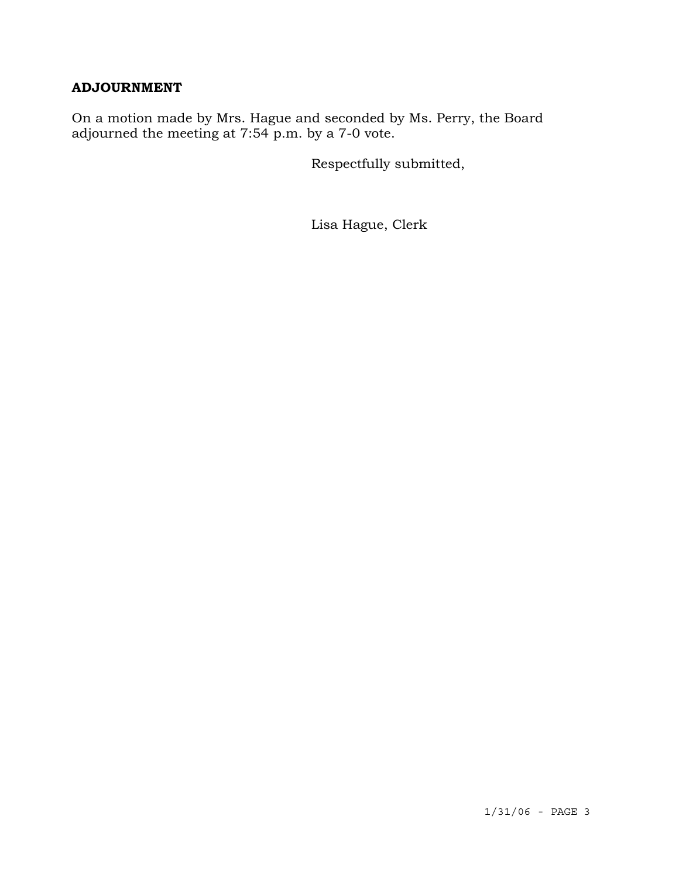**ADJOURNMENT**

On a motion made by Mrs. Hague and seconded by Ms. Perry, the Board adjourned the meeting at 7:54 p.m. by a 7-0 vote.

Respectfully submitted,

Lisa Hague, Clerk